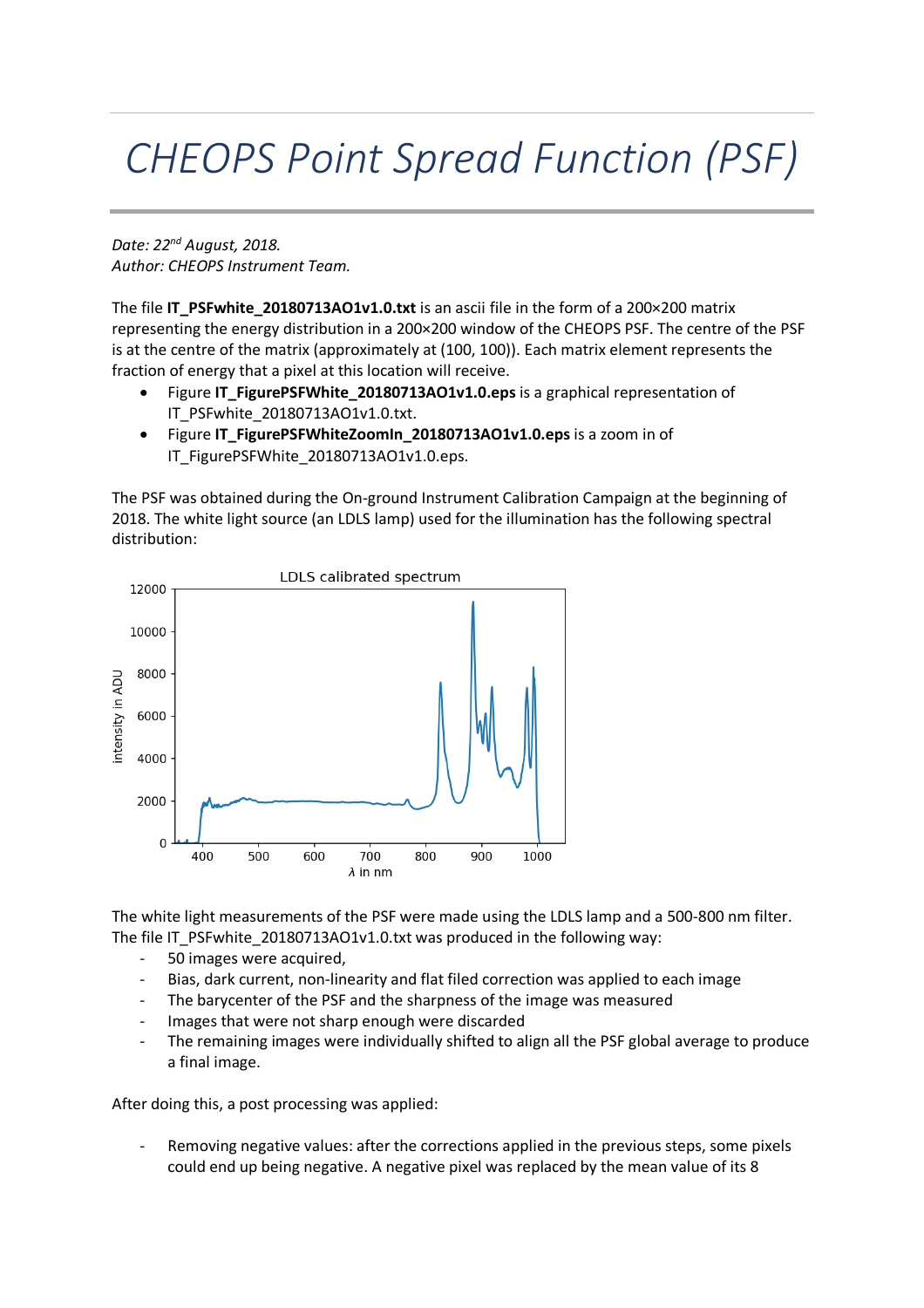# *CHEOPS Point Spread Function (PSF)*

*Date: 22nd August, 2018.*
*Author: CHEOPS Instrument Team.*

The file **IT_PSFwhite_20180713AO1v1.0.txt** is an ascii file in the form of a 200×200 matrix representing the energy distribution in a 200×200 window of the CHEOPS PSF. The centre of the PSF is at the centre of the matrix (approximately at (100, 100)). Each matrix element represents the fraction of energy that a pixel at this location will receive.

- Figure **IT_FigurePSFWhite_20180713AO1v1.0.eps** is a graphical representation of IT_PSFwhite_20180713AO1v1.0.txt.
- Figure **IT_FigurePSFWhiteZoomIn_20180713AO1v1.0.eps** is a zoom in of IT_FigurePSFWhite_20180713AO1v1.0.eps.

The PSF was obtained during the On-ground Instrument Calibration Campaign at the beginning of 2018. The white light source (an LDLS lamp) used for the illumination has the following spectral distribution:

LDLS calibrated spectrum

intensity in ADU

12000
10000
8000
6000
4000
2000
0

400 500 600 700 800 900 1000

λ in nm

The white light measurements of the PSF were made using the LDLS lamp and a 500-800 nm filter. The file IT_PSFwhite_20180713AO1v1.0.txt was produced in the following way:

- 50 images were acquired,
- Bias, dark current, non-linearity and flat filed correction was applied to each image
- The barycenter of the PSF and the sharpness of the image was measured
- Images that were not sharp enough were discarded
- The remaining images were individually shifted to align all the PSF global average to produce a final image.

After doing this, a post processing was applied:

- Removing negative values: after the corrections applied in the previous steps, some pixels could end up being negative. A negative pixel was replaced by the mean value of its 8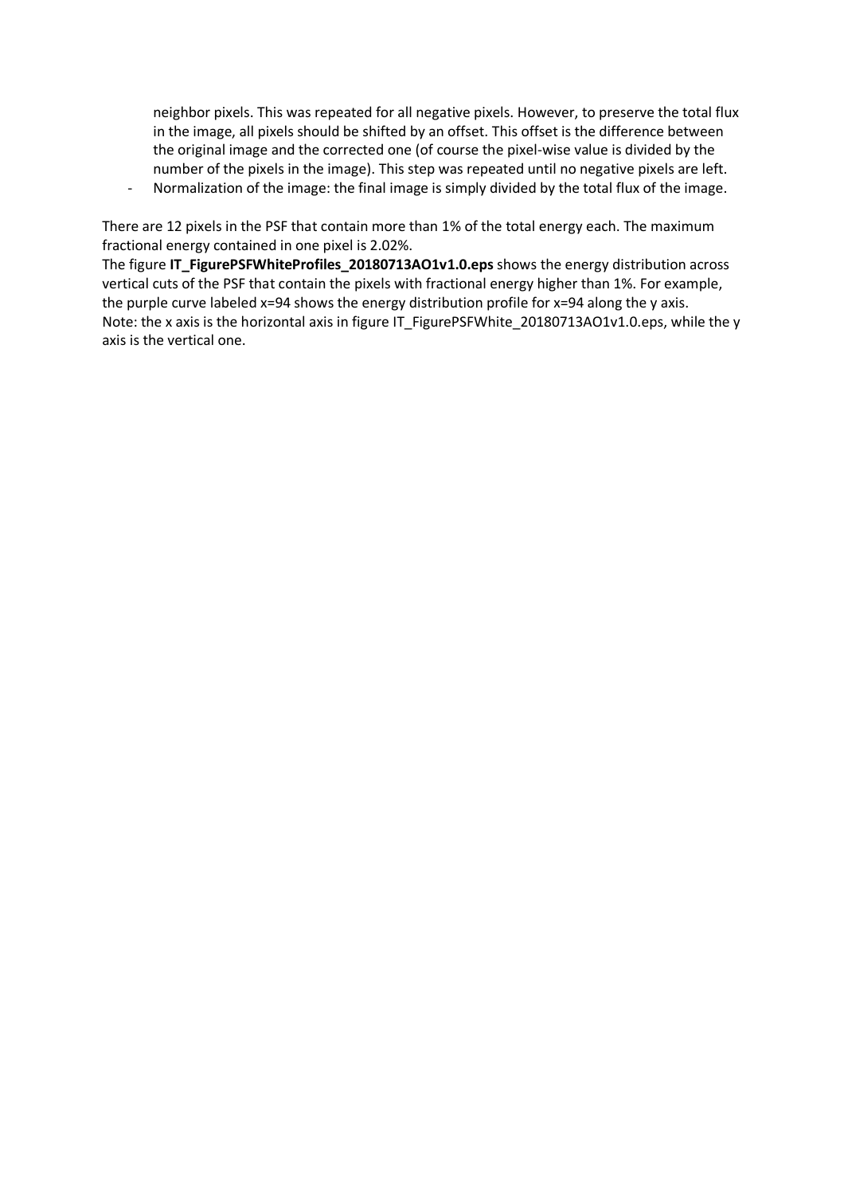neighbor pixels. This was repeated for all negative pixels. However, to preserve the total flux in the image, all pixels should be shifted by an offset. This offset is the difference between the original image and the corrected one (of course the pixel-wise value is divided by the number of the pixels in the image). This step was repeated until no negative pixels are left.

- Normalization of the image: the final image is simply divided by the total flux of the image.

There are 12 pixels in the PSF that contain more than 1% of the total energy each. The maximum fractional energy contained in one pixel is 2.02%.
The figure **IT_FigurePSFWhiteProfiles_20180713AO1v1.0.eps** shows the energy distribution across vertical cuts of the PSF that contain the pixels with fractional energy higher than 1%. For example, the purple curve labeled x=94 shows the energy distribution profile for x=94 along the y axis.
Note: the x axis is the horizontal axis in figure IT_FigurePSFWhite_20180713AO1v1.0.eps, while the y axis is the vertical one.